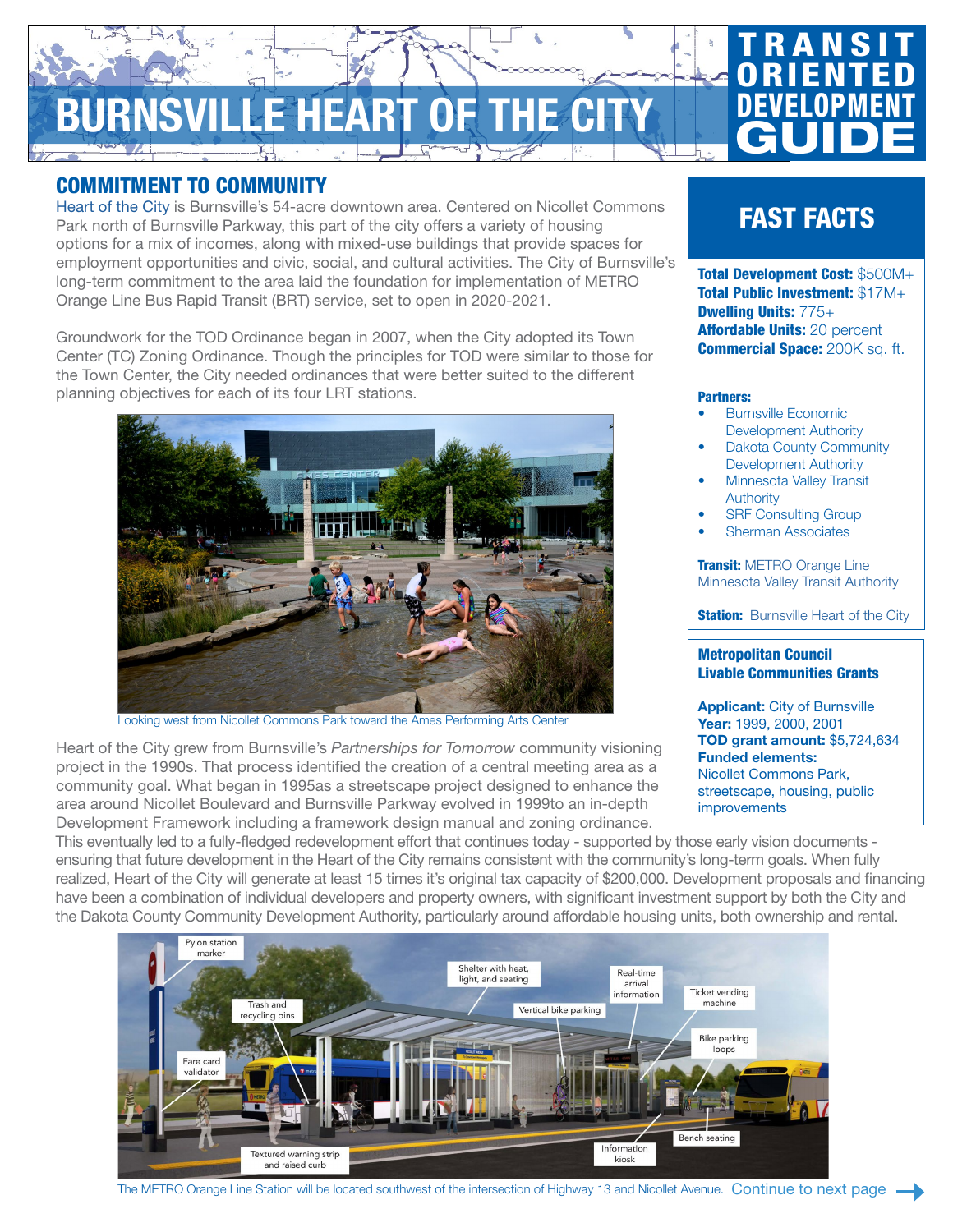# BURNSVILLE HEART OF THE CITY

# TRANSIT ORIENTED DEVELOPMENT GUIDE

## COMMITMENT TO COMMUNITY

Heart of the City is Burnsville's 54-acre downtown area. Centered on Nicollet Commons Park north of Burnsville Parkway, this part of the city offers a variety of housing options for a mix of incomes, along with mixed-use buildings that provide spaces for employment opportunities and civic, social, and cultural activities. The City of Burnsville's long-term commitment to the area laid the foundation for implementation of METRO Orange Line Bus Rapid Transit (BRT) service, set to open in 2020-2021.

Groundwork for the TOD Ordinance began in 2007, when the City adopted its Town Center (TC) Zoning Ordinance. Though the principles for TOD were similar to those for the Town Center, the City needed ordinances that were better suited to the different planning objectives for each of its four LRT stations.

Looking west from Nicollet Commons Park toward the Ames Performing Arts Center

Heart of the City grew from Burnsville's *Partnerships for Tomorrow* community visioning project in the 1990s. That process identified the creation of a central meeting area as a community goal. What began in 1995as a streetscape project designed to enhance the area around Nicollet Boulevard and Burnsville Parkway evolved in 1999to an in-depth Development Framework including a framework design manual and zoning ordinance. This eventually led to a fully-fledged redevelopment effort that continues today - supported by those early vision documents - ensuring that future development in the Heart of the City remains consistent with the community's long-term goals. When fully realized, Heart of the City will generate at least 15 times it's original tax capacity of $200,000. Development proposals and financing have been a combination of individual developers and property owners, with significant investment support by both the City and the Dakota County Community Development Authority, particularly around affordable housing units, both ownership and rental.

## FAST FACTS

**Total Development Cost:** $500M+
**Total Public Investment:** $17M+
**Dwelling Units:** 775+
**Affordable Units:** 20 percent
**Commercial Space:** 200K sq. ft.

**Partners:**

- Burnsville Economic Development Authority
- Dakota County Community Development Authority
- Minnesota Valley Transit Authority
- SRF Consulting Group
- Sherman Associates

**Transit:** METRO Orange Line Minnesota Valley Transit Authority

**Station:** Burnsville Heart of the City

**Metropolitan Council Livable Communities Grants**

**Applicant:** City of Burnsville
**Year:** 1999, 2000, 2001
**TOD grant amount:** $5,724,634
**Funded elements:** Nicollet Commons Park, streetscape, housing, public improvements

Pylon station marker · Trash and recycling bins · Fare card validator · Textured warning strip and raised curb · Shelter with heat, light, and seating · Vertical bike parking · Real-time arrival information · Ticket vending machine · Bike parking loops · Bench seating · Information kiosk

The METRO Orange Line Station will be located southwest of the intersection of Highway 13 and Nicollet Avenue. Continue to next page →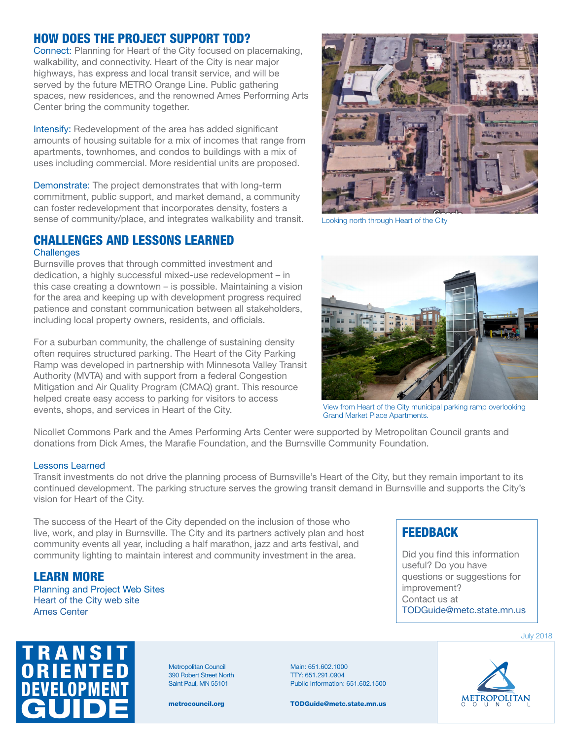## HOW DOES THE PROJECT SUPPORT TOD?

Connect: Planning for Heart of the City focused on placemaking, walkability, and connectivity. Heart of the City is near major highways, has express and local transit service, and will be served by the future METRO Orange Line. Public gathering spaces, new residences, and the renowned Ames Performing Arts Center bring the community together.

Intensify: Redevelopment of the area has added significant amounts of housing suitable for a mix of incomes that range from apartments, townhomes, and condos to buildings with a mix of uses including commercial. More residential units are proposed.

Demonstrate: The project demonstrates that with long-term commitment, public support, and market demand, a community can foster redevelopment that incorporates density, fosters a sense of community/place, and integrates walkability and transit.

Looking north through Heart of the City

## CHALLENGES AND LESSONS LEARNED

### Challenges

Burnsville proves that through committed investment and dedication, a highly successful mixed-use redevelopment – in this case creating a downtown – is possible. Maintaining a vision for the area and keeping up with development progress required patience and constant communication between all stakeholders, including local property owners, residents, and officials.

For a suburban community, the challenge of sustaining density often requires structured parking. The Heart of the City Parking Ramp was developed in partnership with Minnesota Valley Transit Authority (MVTA) and with support from a federal Congestion Mitigation and Air Quality Program (CMAQ) grant. This resource helped create easy access to parking for visitors to access events, shops, and services in Heart of the City.

View from Heart of the City municipal parking ramp overlooking Grand Market Place Apartments.

Nicollet Commons Park and the Ames Performing Arts Center were supported by Metropolitan Council grants and donations from Dick Ames, the Marafie Foundation, and the Burnsville Community Foundation.

### Lessons Learned

Transit investments do not drive the planning process of Burnsville's Heart of the City, but they remain important to its continued development. The parking structure serves the growing transit demand in Burnsville and supports the City's vision for Heart of the City.

The success of the Heart of the City depended on the inclusion of those who live, work, and play in Burnsville. The City and its partners actively plan and host community events all year, including a half marathon, jazz and arts festival, and community lighting to maintain interest and community investment in the area.

## LEARN MORE

Planning and Project Web Sites
Heart of the City web site
Ames Center

## FEEDBACK

Did you find this information useful? Do you have questions or suggestions for improvement?
Contact us at
TODGuide@metc.state.mn.us

July 2018

TRANSIT ORIENTED DEVELOPMENT GUIDE

Metropolitan Council
390 Robert Street North
Saint Paul, MN 55101

metrocouncil.org

Main: 651.602.1000
TTY: 651.291.0904
Public Information: 651.602.1500

TODGuide@metc.state.mn.us

METROPOLITAN COUNCIL